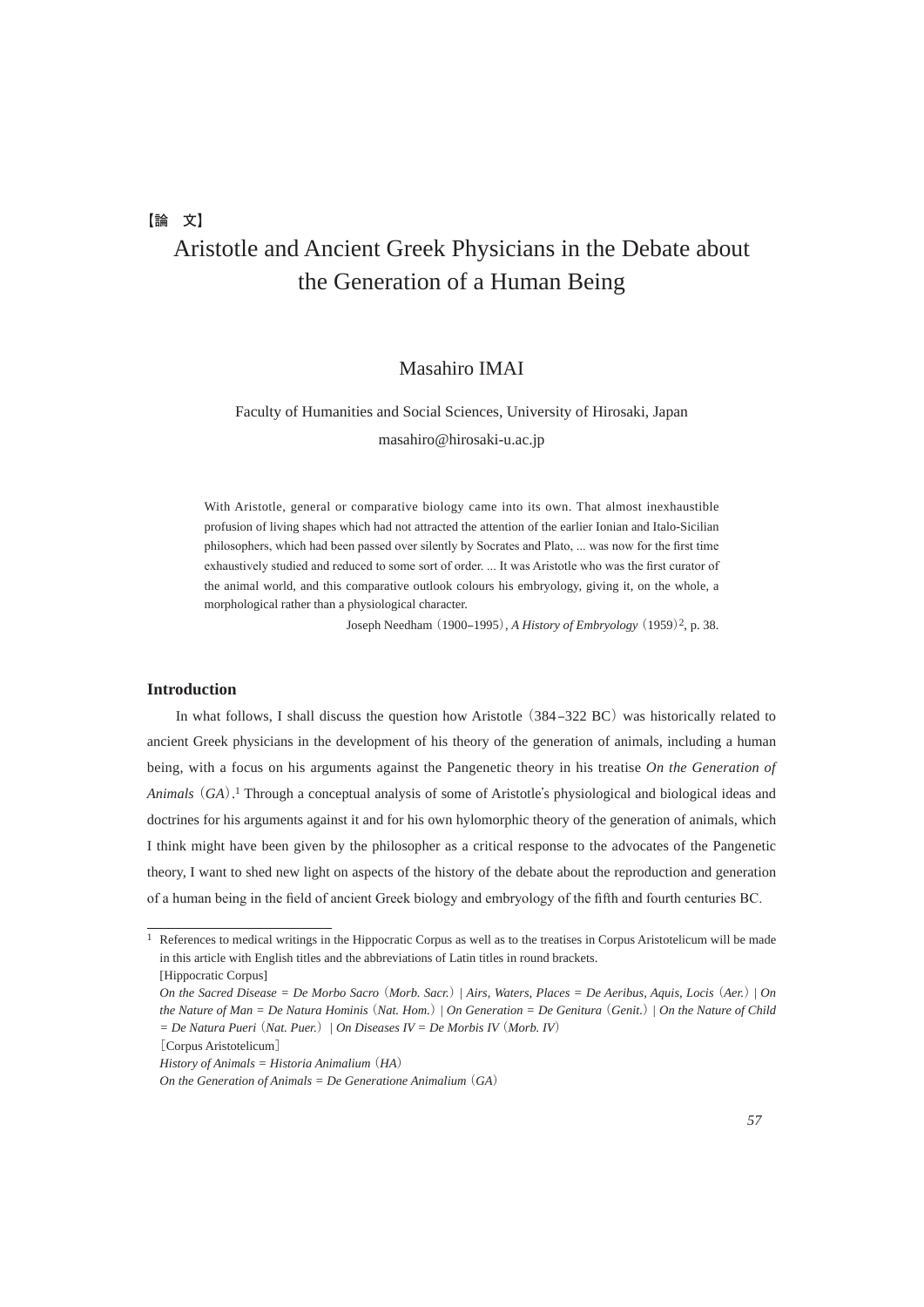【論　文】

# Aristotle and Ancient Greek Physicians in the Debate about the Generation of a Human Being

Masahiro IMAI

Faculty of Humanities and Social Sciences, University of Hirosaki, Japan

masahiro@hirosaki-u.ac.jp

> With Aristotle, general or comparative biology came into its own. That almost inexhaustible profusion of living shapes which had not attracted the attention of the earlier Ionian and Italo-Sicilian philosophers, which had been passed over silently by Socrates and Plato, ... was now for the first time exhaustively studied and reduced to some sort of order. ... It was Aristotle who was the first curator of the animal world, and this comparative outlook colours his embryology, giving it, on the whole, a morphological rather than a physiological character.
>
> Joseph Needham（1900–1995）, *A History of Embryology*（1959）[2], p. 38.

## Introduction

In what follows, I shall discuss the question how Aristotle（384–322 BC）was historically related to ancient Greek physicians in the development of his theory of the generation of animals, including a human being, with a focus on his arguments against the Pangenetic theory in his treatise *On the Generation of Animals*（*GA*）.[1] Through a conceptual analysis of some of Aristotle's physiological and biological ideas and doctrines for his arguments against it and for his own hylomorphic theory of the generation of animals, which I think might have been given by the philosopher as a critical response to the advocates of the Pangenetic theory, I want to shed new light on aspects of the history of the debate about the reproduction and generation of a human being in the field of ancient Greek biology and embryology of the fifth and fourth centuries BC.

---

[1] References to medical writings in the Hippocratic Corpus as well as to the treatises in Corpus Aristotelicum will be made in this article with English titles and the abbreviations of Latin titles in round brackets.

[Hippocratic Corpus]

*On the Sacred Disease = De Morbo Sacro*（*Morb. Sacr.*）| *Airs, Waters, Places = De Aeribus, Aquis, Locis*（*Aer.*）| *On the Nature of Man = De Natura Hominis*（*Nat. Hom.*）| *On Generation = De Genitura*（*Genit.*）| *On the Nature of Child = De Natura Pueri*（*Nat. Puer.*）| *On Diseases IV = De Morbis IV*（*Morb. IV*）

［Corpus Aristotelicum］

*History of Animals = Historia Animalium*（*HA*）

*On the Generation of Animals = De Generatione Animalium*（*GA*）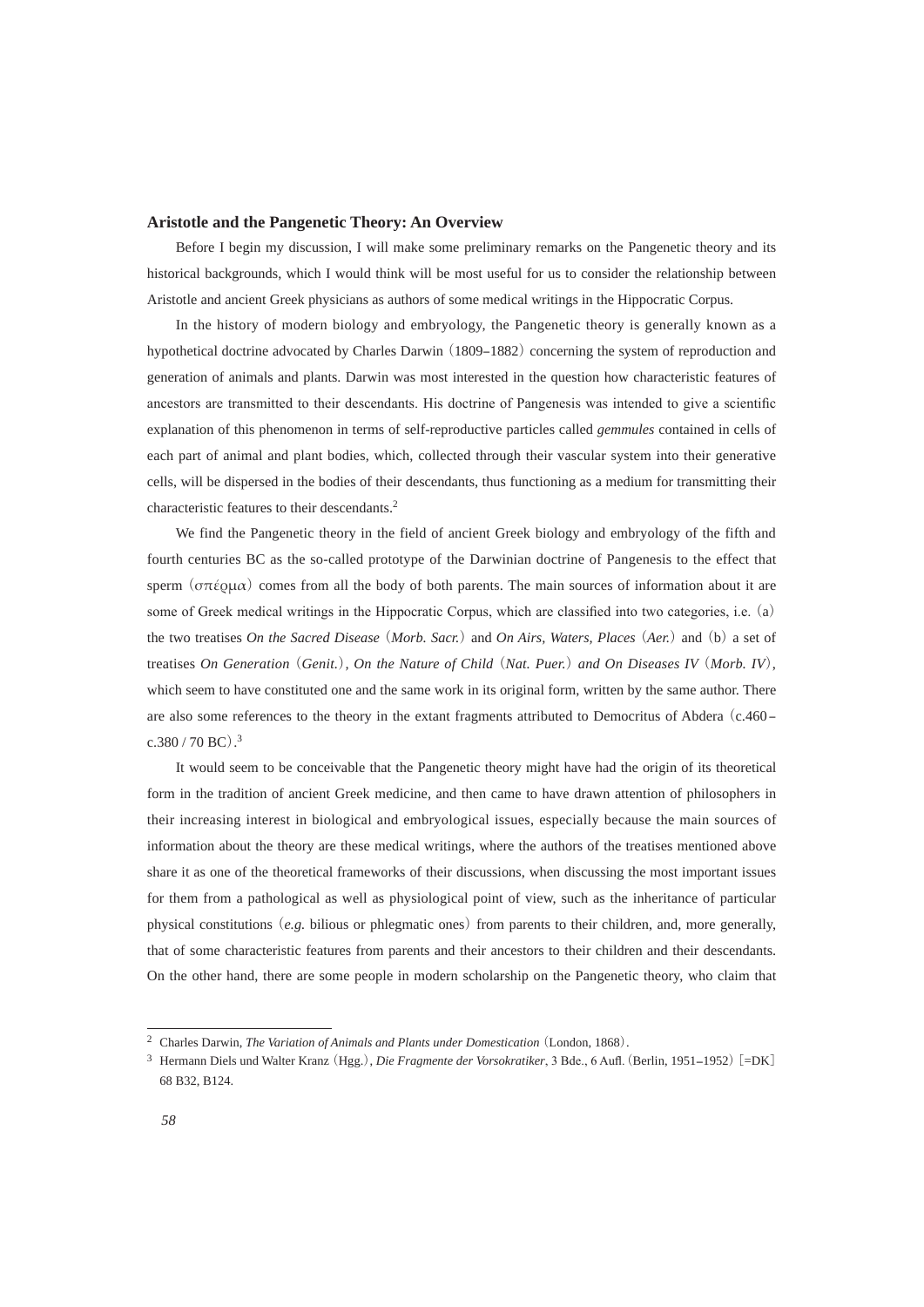### Aristotle and the Pangenetic Theory: An Overview

Before I begin my discussion, I will make some preliminary remarks on the Pangenetic theory and its historical backgrounds, which I would think will be most useful for us to consider the relationship between Aristotle and ancient Greek physicians as authors of some medical writings in the Hippocratic Corpus.

In the history of modern biology and embryology, the Pangenetic theory is generally known as a hypothetical doctrine advocated by Charles Darwin (1809–1882) concerning the system of reproduction and generation of animals and plants. Darwin was most interested in the question how characteristic features of ancestors are transmitted to their descendants. His doctrine of Pangenesis was intended to give a scientific explanation of this phenomenon in terms of self-reproductive particles called *gemmules* contained in cells of each part of animal and plant bodies, which, collected through their vascular system into their generative cells, will be dispersed in the bodies of their descendants, thus functioning as a medium for transmitting their characteristic features to their descendants.[2]

We find the Pangenetic theory in the field of ancient Greek biology and embryology of the fifth and fourth centuries BC as the so-called prototype of the Darwinian doctrine of Pangenesis to the effect that sperm (σπέρμα) comes from all the body of both parents. The main sources of information about it are some of Greek medical writings in the Hippocratic Corpus, which are classified into two categories, i.e. (a) the two treatises *On the Sacred Disease* (*Morb. Sacr.*) and *On Airs, Waters, Places* (*Aer.*) and (b) a set of treatises *On Generation* (*Genit.*), *On the Nature of Child* (*Nat. Puer.*) *and On Diseases IV* (*Morb. IV*), which seem to have constituted one and the same work in its original form, written by the same author. There are also some references to the theory in the extant fragments attributed to Democritus of Abdera (c.460–c.380 / 70 BC).[3]

It would seem to be conceivable that the Pangenetic theory might have had the origin of its theoretical form in the tradition of ancient Greek medicine, and then came to have drawn attention of philosophers in their increasing interest in biological and embryological issues, especially because the main sources of information about the theory are these medical writings, where the authors of the treatises mentioned above share it as one of the theoretical frameworks of their discussions, when discussing the most important issues for them from a pathological as well as physiological point of view, such as the inheritance of particular physical constitutions (*e.g.* bilious or phlegmatic ones) from parents to their children, and, more generally, that of some characteristic features from parents and their ancestors to their children and their descendants. On the other hand, there are some people in modern scholarship on the Pangenetic theory, who claim that

---

[2] Charles Darwin, *The Variation of Animals and Plants under Domestication* (London, 1868).

[3] Hermann Diels und Walter Kranz (Hgg.), *Die Fragmente der Vorsokratiker*, 3 Bde., 6 Aufl. (Berlin, 1951–1952) [=DK] 68 B32, B124.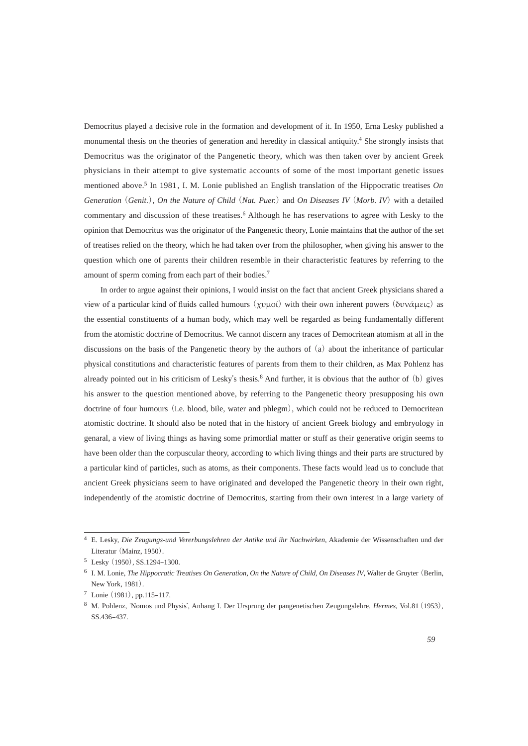Democritus played a decisive role in the formation and development of it. In 1950, Erna Lesky published a monumental thesis on the theories of generation and heredity in classical antiquity.[4] She strongly insists that Democritus was the originator of the Pangenetic theory, which was then taken over by ancient Greek physicians in their attempt to give systematic accounts of some of the most important genetic issues mentioned above.[5] In 1981, I. M. Lonie published an English translation of the Hippocratic treatises *On Generation* (*Genit.*), *On the Nature of Child* (*Nat. Puer.*) and *On Diseases IV* (*Morb. IV*) with a detailed commentary and discussion of these treatises.[6] Although he has reservations to agree with Lesky to the opinion that Democritus was the originator of the Pangenetic theory, Lonie maintains that the author of the set of treatises relied on the theory, which he had taken over from the philosopher, when giving his answer to the question which one of parents their children resemble in their characteristic features by referring to the amount of sperm coming from each part of their bodies.[7]

In order to argue against their opinions, I would insist on the fact that ancient Greek physicians shared a view of a particular kind of fluids called humours (χυμοί) with their own inherent powers (δυνάμεις) as the essential constituents of a human body, which may well be regarded as being fundamentally different from the atomistic doctrine of Democritus. We cannot discern any traces of Democritean atomism at all in the discussions on the basis of the Pangenetic theory by the authors of (a) about the inheritance of particular physical constitutions and characteristic features of parents from them to their children, as Max Pohlenz has already pointed out in his criticism of Lesky's thesis.[8] And further, it is obvious that the author of (b) gives his answer to the question mentioned above, by referring to the Pangenetic theory presupposing his own doctrine of four humours (i.e. blood, bile, water and phlegm), which could not be reduced to Democritean atomistic doctrine. It should also be noted that in the history of ancient Greek biology and embryology in genaral, a view of living things as having some primordial matter or stuff as their generative origin seems to have been older than the corpuscular theory, according to which living things and their parts are structured by a particular kind of particles, such as atoms, as their components. These facts would lead us to conclude that ancient Greek physicians seem to have originated and developed the Pangenetic theory in their own right, independently of the atomistic doctrine of Democritus, starting from their own interest in a large variety of

---

[4] E. Lesky, *Die Zeugungs-und Vererbungslehren der Antike und ihr Nachwirken*, Akademie der Wissenschaften und der Literatur (Mainz, 1950).

[5] Lesky (1950), SS.1294–1300.

[6] I. M. Lonie, *The Hippocratic Treatises On Generation, On the Nature of Child, On Diseases IV*, Walter de Gruyter (Berlin, New York, 1981).

[7] Lonie (1981), pp.115–117.

[8] M. Pohlenz, 'Nomos und Physis', Anhang I. Der Ursprung der pangenetischen Zeugungslehre, *Hermes*, Vol.81 (1953), SS.436–437.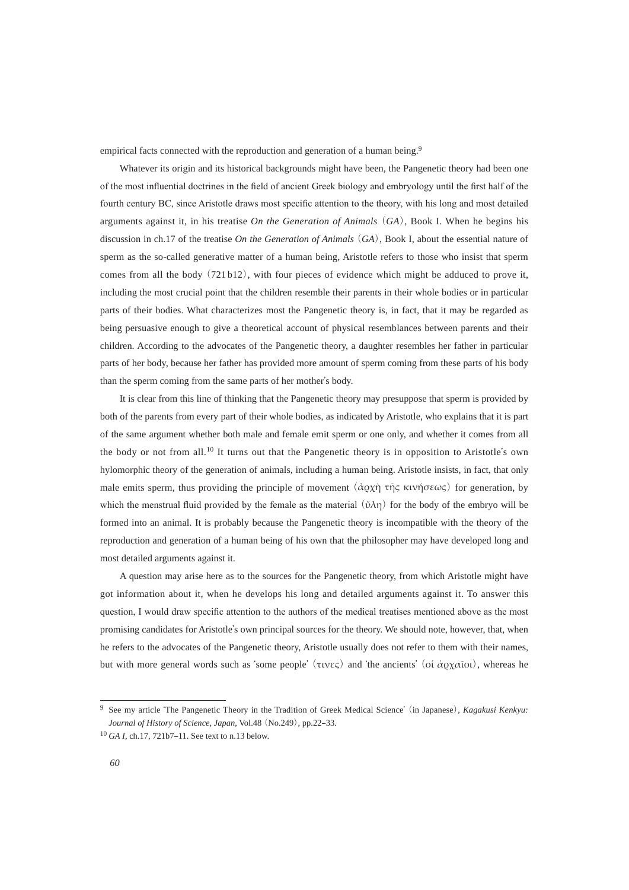empirical facts connected with the reproduction and generation of a human being.[9]

Whatever its origin and its historical backgrounds might have been, the Pangenetic theory had been one of the most influential doctrines in the field of ancient Greek biology and embryology until the first half of the fourth century BC, since Aristotle draws most specific attention to the theory, with his long and most detailed arguments against it, in his treatise *On the Generation of Animals* (*GA*), Book I. When he begins his discussion in ch.17 of the treatise *On the Generation of Animals* (*GA*), Book I, about the essential nature of sperm as the so-called generative matter of a human being, Aristotle refers to those who insist that sperm comes from all the body (721b12), with four pieces of evidence which might be adduced to prove it, including the most crucial point that the children resemble their parents in their whole bodies or in particular parts of their bodies. What characterizes most the Pangenetic theory is, in fact, that it may be regarded as being persuasive enough to give a theoretical account of physical resemblances between parents and their children. According to the advocates of the Pangenetic theory, a daughter resembles her father in particular parts of her body, because her father has provided more amount of sperm coming from these parts of his body than the sperm coming from the same parts of her mother's body.

It is clear from this line of thinking that the Pangenetic theory may presuppose that sperm is provided by both of the parents from every part of their whole bodies, as indicated by Aristotle, who explains that it is part of the same argument whether both male and female emit sperm or one only, and whether it comes from all the body or not from all.[10] It turns out that the Pangenetic theory is in opposition to Aristotle's own hylomorphic theory of the generation of animals, including a human being. Aristotle insists, in fact, that only male emits sperm, thus providing the principle of movement (ἀρχὴ τῆς κινήσεως) for generation, by which the menstrual fluid provided by the female as the material (ὕλη) for the body of the embryo will be formed into an animal. It is probably because the Pangenetic theory is incompatible with the theory of the reproduction and generation of a human being of his own that the philosopher may have developed long and most detailed arguments against it.

A question may arise here as to the sources for the Pangenetic theory, from which Aristotle might have got information about it, when he develops his long and detailed arguments against it. To answer this question, I would draw specific attention to the authors of the medical treatises mentioned above as the most promising candidates for Aristotle's own principal sources for the theory. We should note, however, that, when he refers to the advocates of the Pangenetic theory, Aristotle usually does not refer to them with their names, but with more general words such as 'some people' (τινες) and 'the ancients' (οἱ ἀρχαῖοι), whereas he

---

[9] See my article 'The Pangenetic Theory in the Tradition of Greek Medical Science' (in Japanese), *Kagakusi Kenkyu: Journal of History of Science, Japan*, Vol.48 (No.249), pp.22–33.

[10] *GA I*, ch.17, 721b7–11. See text to n.13 below.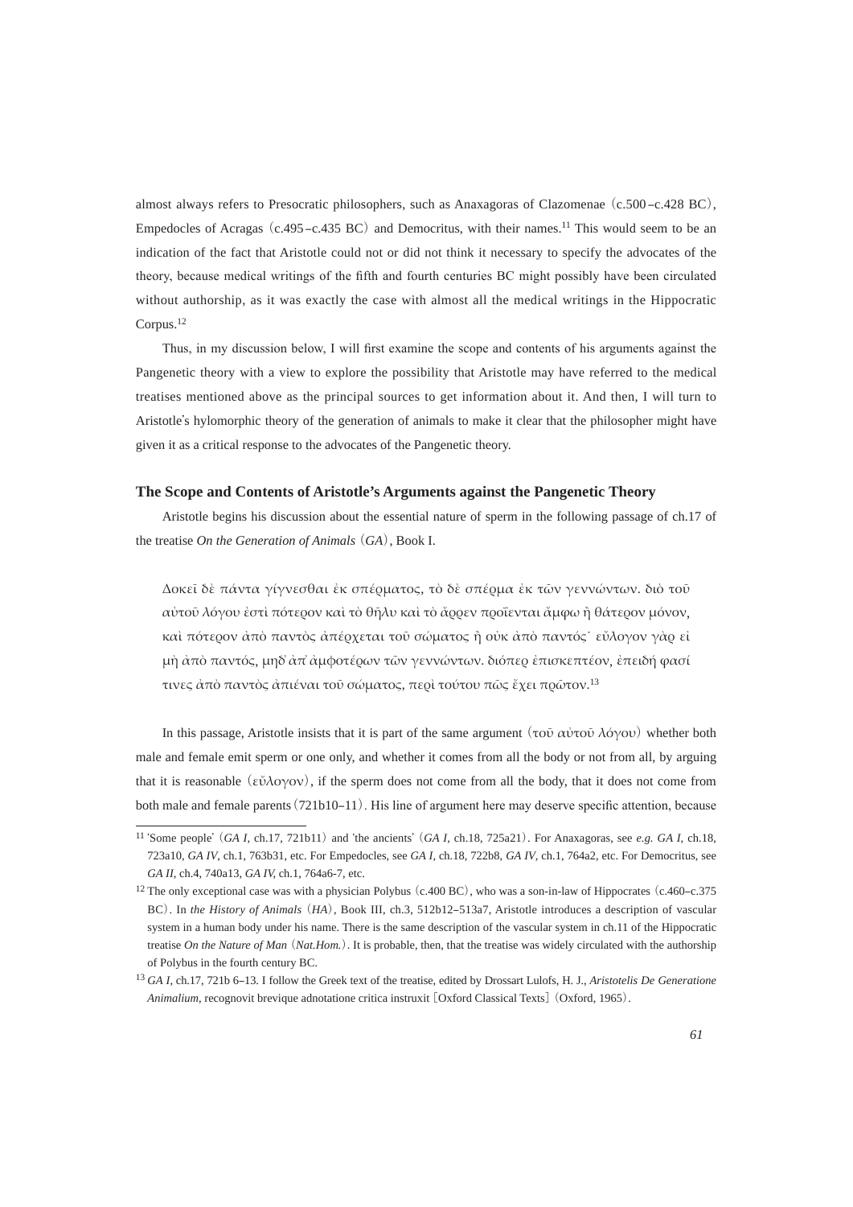almost always refers to Presocratic philosophers, such as Anaxagoras of Clazomenae (c.500–c.428 BC), Empedocles of Acragas (c.495–c.435 BC) and Democritus, with their names.[11] This would seem to be an indication of the fact that Aristotle could not or did not think it necessary to specify the advocates of the theory, because medical writings of the fifth and fourth centuries BC might possibly have been circulated without authorship, as it was exactly the case with almost all the medical writings in the Hippocratic Corpus.[12]

Thus, in my discussion below, I will first examine the scope and contents of his arguments against the Pangenetic theory with a view to explore the possibility that Aristotle may have referred to the medical treatises mentioned above as the principal sources to get information about it. And then, I will turn to Aristotle's hylomorphic theory of the generation of animals to make it clear that the philosopher might have given it as a critical response to the advocates of the Pangenetic theory.

## The Scope and Contents of Aristotle's Arguments against the Pangenetic Theory

Aristotle begins his discussion about the essential nature of sperm in the following passage of ch.17 of the treatise *On the Generation of Animals* (*GA*), Book I.

> Δοκεῖ δὲ πάντα γίγνεσθαι ἐκ σπέρματος, τὸ δὲ σπέρμα ἐκ τῶν γεννώντων. διὸ τοῦ αὐτοῦ λόγου ἐστὶ πότερον καὶ τὸ θῆλυ καὶ τὸ ἄρρεν προΐενται ἄμφω ἢ θάτερον μόνον, καὶ πότερον ἀπὸ παντὸς ἀπέρχεται τοῦ σώματος ἢ οὐκ ἀπὸ παντός· εὔλογον γὰρ εἰ μὴ ἀπὸ παντός, μηδ᾽ ἀπ᾽ ἀμφοτέρων τῶν γεννώντων. διόπερ ἐπισκεπτέον, ἐπειδή φασί τινες ἀπὸ παντὸς ἀπιέναι τοῦ σώματος, περὶ τούτου πῶς ἔχει πρῶτον.[13]

In this passage, Aristotle insists that it is part of the same argument (τοῦ αὐτοῦ λόγου) whether both male and female emit sperm or one only, and whether it comes from all the body or not from all, by arguing that it is reasonable (εὔλογον), if the sperm does not come from all the body, that it does not come from both male and female parents (721b10–11). His line of argument here may deserve specific attention, because

[11] 'Some people' (*GA I*, ch.17, 721b11) and 'the ancients' (*GA I*, ch.18, 725a21). For Anaxagoras, see *e.g. GA I*, ch.18, 723a10, *GA IV*, ch.1, 763b31, etc. For Empedocles, see *GA I*, ch.18, 722b8, *GA IV*, ch.1, 764a2, etc. For Democritus, see *GA II*, ch.4, 740a13, *GA IV*, ch.1, 764a6-7, etc.

[12] The only exceptional case was with a physician Polybus (c.400 BC), who was a son-in-law of Hippocrates (c.460–c.375 BC). In *the History of Animals* (*HA*), Book III, ch.3, 512b12–513a7, Aristotle introduces a description of vascular system in a human body under his name. There is the same description of the vascular system in ch.11 of the Hippocratic treatise *On the Nature of Man* (*Nat.Hom.*). It is probable, then, that the treatise was widely circulated with the authorship of Polybus in the fourth century BC.

[13] *GA I*, ch.17, 721b 6–13. I follow the Greek text of the treatise, edited by Drossart Lulofs, H. J., *Aristotelis De Generatione Animalium*, recognovit brevique adnotatione critica instruxit [Oxford Classical Texts] (Oxford, 1965).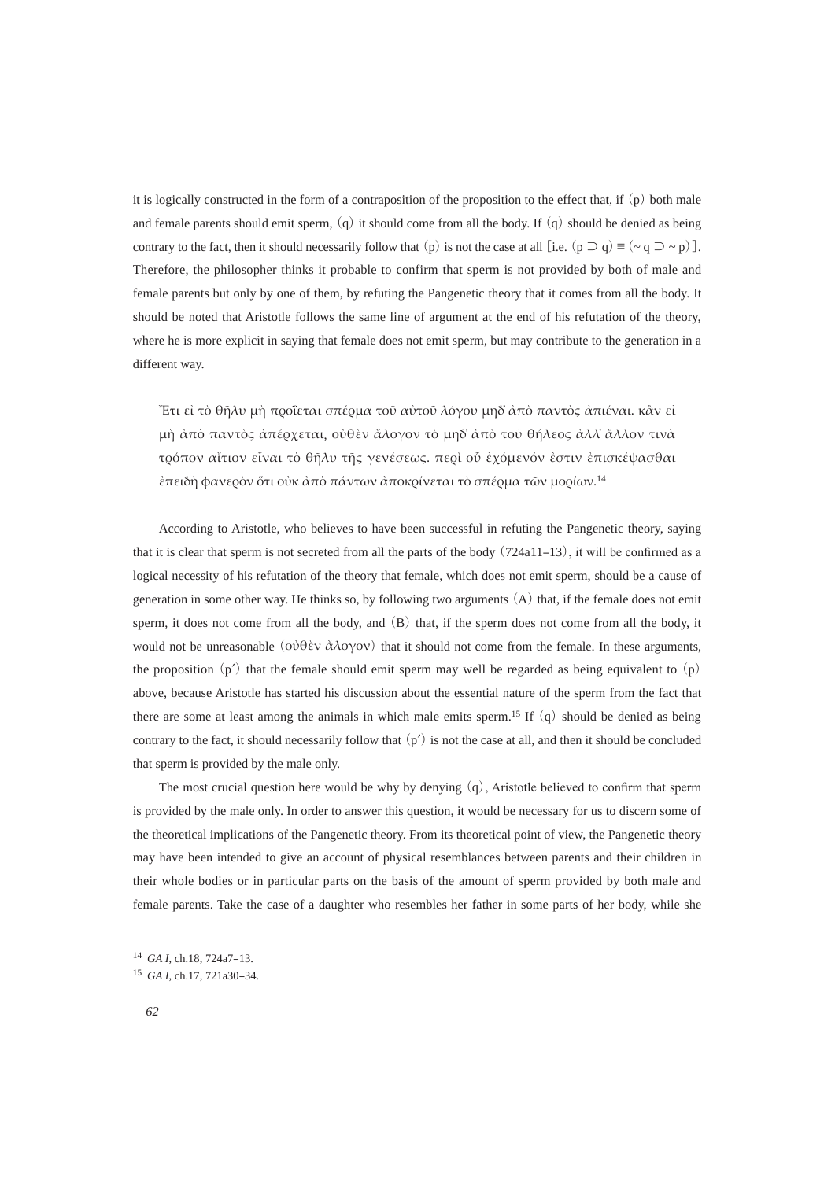it is logically constructed in the form of a contraposition of the proposition to the effect that, if (p) both male and female parents should emit sperm, (q) it should come from all the body. If (q) should be denied as being contrary to the fact, then it should necessarily follow that (p) is not the case at all [i.e. $(p \supset q) \equiv (\sim q \supset \sim p)$]. Therefore, the philosopher thinks it probable to confirm that sperm is not provided by both of male and female parents but only by one of them, by refuting the Pangenetic theory that it comes from all the body. It should be noted that Aristotle follows the same line of argument at the end of his refutation of the theory, where he is more explicit in saying that female does not emit sperm, but may contribute to the generation in a different way.

> Ἔτι εἰ τὸ θῆλυ μὴ προΐεται σπέρμα τοῦ αὐτοῦ λόγου μηδ᾽ ἀπὸ παντὸς ἀπιέναι. κἂν εἰ μὴ ἀπὸ παντὸς ἀπέρχεται, οὐθὲν ἄλογον τὸ μηδ᾽ ἀπὸ τοῦ θήλεος ἀλλ᾽ ἄλλον τινὰ τρόπον αἴτιον εἶναι τὸ θῆλυ τῆς γενέσεως. περὶ οὗ ἐχόμενόν ἐστιν ἐπισκέψασθαι ἐπειδὴ φανερὸν ὅτι οὐκ ἀπὸ πάντων ἀποκρίνεται τὸ σπέρμα τῶν μορίων.[14]

According to Aristotle, who believes to have been successful in refuting the Pangenetic theory, saying that it is clear that sperm is not secreted from all the parts of the body (724a11–13), it will be confirmed as a logical necessity of his refutation of the theory that female, which does not emit sperm, should be a cause of generation in some other way. He thinks so, by following two arguments (A) that, if the female does not emit sperm, it does not come from all the body, and (B) that, if the sperm does not come from all the body, it would not be unreasonable (οὐθὲν ἄλογον) that it should not come from the female. In these arguments, the proposition (p′) that the female should emit sperm may well be regarded as being equivalent to (p) above, because Aristotle has started his discussion about the essential nature of the sperm from the fact that there are some at least among the animals in which male emits sperm.[15] If (q) should be denied as being contrary to the fact, it should necessarily follow that (p′) is not the case at all, and then it should be concluded that sperm is provided by the male only.

The most crucial question here would be why by denying (q), Aristotle believed to confirm that sperm is provided by the male only. In order to answer this question, it would be necessary for us to discern some of the theoretical implications of the Pangenetic theory. From its theoretical point of view, the Pangenetic theory may have been intended to give an account of physical resemblances between parents and their children in their whole bodies or in particular parts on the basis of the amount of sperm provided by both male and female parents. Take the case of a daughter who resembles her father in some parts of her body, while she

---

[14] *GA I*, ch.18, 724a7–13.

[15] *GA I*, ch.17, 721a30–34.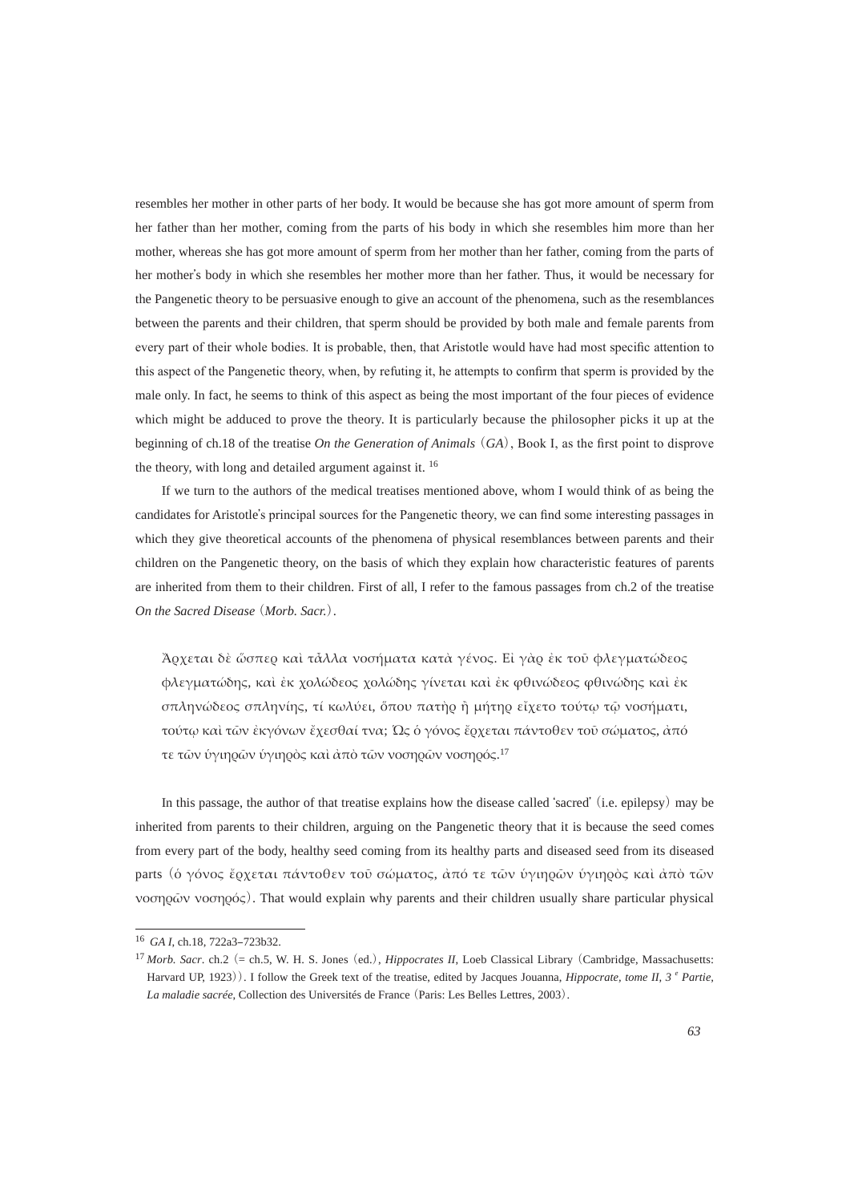resembles her mother in other parts of her body. It would be because she has got more amount of sperm from her father than her mother, coming from the parts of his body in which she resembles him more than her mother, whereas she has got more amount of sperm from her mother than her father, coming from the parts of her mother's body in which she resembles her mother more than her father. Thus, it would be necessary for the Pangenetic theory to be persuasive enough to give an account of the phenomena, such as the resemblances between the parents and their children, that sperm should be provided by both male and female parents from every part of their whole bodies. It is probable, then, that Aristotle would have had most specific attention to this aspect of the Pangenetic theory, when, by refuting it, he attempts to confirm that sperm is provided by the male only. In fact, he seems to think of this aspect as being the most important of the four pieces of evidence which might be adduced to prove the theory. It is particularly because the philosopher picks it up at the beginning of ch.18 of the treatise *On the Generation of Animals* (*GA*), Book I, as the first point to disprove the theory, with long and detailed argument against it. [16]

If we turn to the authors of the medical treatises mentioned above, whom I would think of as being the candidates for Aristotle's principal sources for the Pangenetic theory, we can find some interesting passages in which they give theoretical accounts of the phenomena of physical resemblances between parents and their children on the Pangenetic theory, on the basis of which they explain how characteristic features of parents are inherited from them to their children. First of all, I refer to the famous passages from ch.2 of the treatise *On the Sacred Disease* (*Morb. Sacr.*).

> Ἄρχεται δὲ ὥσπερ καὶ τἆλλα νοσήματα κατὰ γένος. Εἰ γὰρ ἐκ τοῦ φλεγματώδεος φλεγματώδης, καὶ ἐκ χολώδεος χολώδης γίνεται καὶ ἐκ φθινώδεος φθινώδης καὶ ἐκ σπληνώδεος σπληνίης, τί κωλύει, ὅπου πατὴρ ἢ μήτηρ εἴχετο τούτῳ τῷ νοσήματι, τούτῳ καὶ τῶν ἐκγόνων ἔχεσθαί τινα; Ὡς ὁ γόνος ἔρχεται πάντοθεν τοῦ σώματος, ἀπό τε τῶν ὑγιηρῶν ὑγιηρὸς καὶ ἀπὸ τῶν νοσηρῶν νοσηρός.[17]

In this passage, the author of that treatise explains how the disease called 'sacred' (i.e. epilepsy) may be inherited from parents to their children, arguing on the Pangenetic theory that it is because the seed comes from every part of the body, healthy seed coming from its healthy parts and diseased seed from its diseased parts (ὁ γόνος ἔρχεται πάντοθεν τοῦ σώματος, ἀπό τε τῶν ὑγιηρῶν ὑγιηρὸς καὶ ἀπὸ τῶν νοσηρῶν νοσηρός). That would explain why parents and their children usually share particular physical

---

[16] *GA I*, ch.18, 722a3–723b32.

[17] *Morb. Sacr*. ch.2 (= ch.5, W. H. S. Jones (ed.), *Hippocrates II*, Loeb Classical Library (Cambridge, Massachusetts: Harvard UP, 1923)). I follow the Greek text of the treatise, edited by Jacques Jouanna, *Hippocrate, tome II, 3 e Partie, La maladie sacrée*, Collection des Universités de France (Paris: Les Belles Lettres, 2003).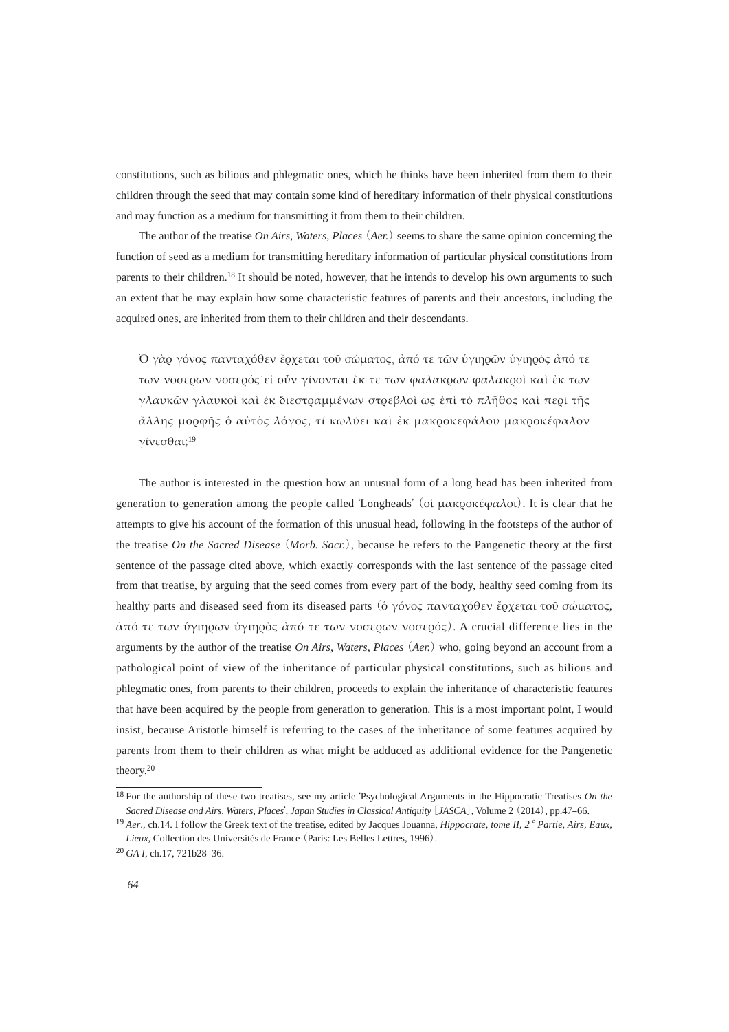constitutions, such as bilious and phlegmatic ones, which he thinks have been inherited from them to their children through the seed that may contain some kind of hereditary information of their physical constitutions and may function as a medium for transmitting it from them to their children.

The author of the treatise *On Airs, Waters, Places* (*Aer.*) seems to share the same opinion concerning the function of seed as a medium for transmitting hereditary information of particular physical constitutions from parents to their children.[18] It should be noted, however, that he intends to develop his own arguments to such an extent that he may explain how some characteristic features of parents and their ancestors, including the acquired ones, are inherited from them to their children and their descendants.

> Ὁ γὰρ γόνος πανταχόθεν ἔρχεται τοῦ σώματος, ἀπό τε τῶν ὑγιηρῶν ὑγιηρὸς ἀπό τε τῶν νοσερῶν νοσερός· εἰ οὖν γίνονται ἔκ τε τῶν φαλακρῶν φαλακροὶ καὶ ἐκ τῶν γλαυκῶν γλαυκοὶ καὶ ἐκ διεστραμμένων στρεβλοὶ ὡς ἐπὶ τὸ πλῆθος καὶ περὶ τῆς ἄλλης μορφῆς ὁ αὐτὸς λόγος, τί κωλύει καὶ ἐκ μακροκεφάλου μακροκέφαλον γίνεσθαι;[19]

The author is interested in the question how an unusual form of a long head has been inherited from generation to generation among the people called 'Longheads' (οἱ μακροκέφαλοι). It is clear that he attempts to give his account of the formation of this unusual head, following in the footsteps of the author of the treatise *On the Sacred Disease* (*Morb. Sacr.*), because he refers to the Pangenetic theory at the first sentence of the passage cited above, which exactly corresponds with the last sentence of the passage cited from that treatise, by arguing that the seed comes from every part of the body, healthy seed coming from its healthy parts and diseased seed from its diseased parts (ὁ γόνος πανταχόθεν ἔρχεται τοῦ σώματος, ἀπό τε τῶν ὑγιηρῶν ὑγιηρὸς ἀπό τε τῶν νοσερῶν νοσερός). A crucial difference lies in the arguments by the author of the treatise *On Airs, Waters, Places* (*Aer.*) who, going beyond an account from a pathological point of view of the inheritance of particular physical constitutions, such as bilious and phlegmatic ones, from parents to their children, proceeds to explain the inheritance of characteristic features that have been acquired by the people from generation to generation. This is a most important point, I would insist, because Aristotle himself is referring to the cases of the inheritance of some features acquired by parents from them to their children as what might be adduced as additional evidence for the Pangenetic theory.[20]

---

[18] For the authorship of these two treatises, see my article 'Psychological Arguments in the Hippocratic Treatises *On the Sacred Disease and Airs, Waters, Places*', *Japan Studies in Classical Antiquity* [*JASCA*], Volume 2 (2014), pp.47–66.

[19] *Aer.*, ch.14. I follow the Greek text of the treatise, edited by Jacques Jouanna, *Hippocrate, tome II, 2^e Partie, Airs, Eaux, Lieux*, Collection des Universités de France (Paris: Les Belles Lettres, 1996).

[20] *GA I*, ch.17, 721b28–36.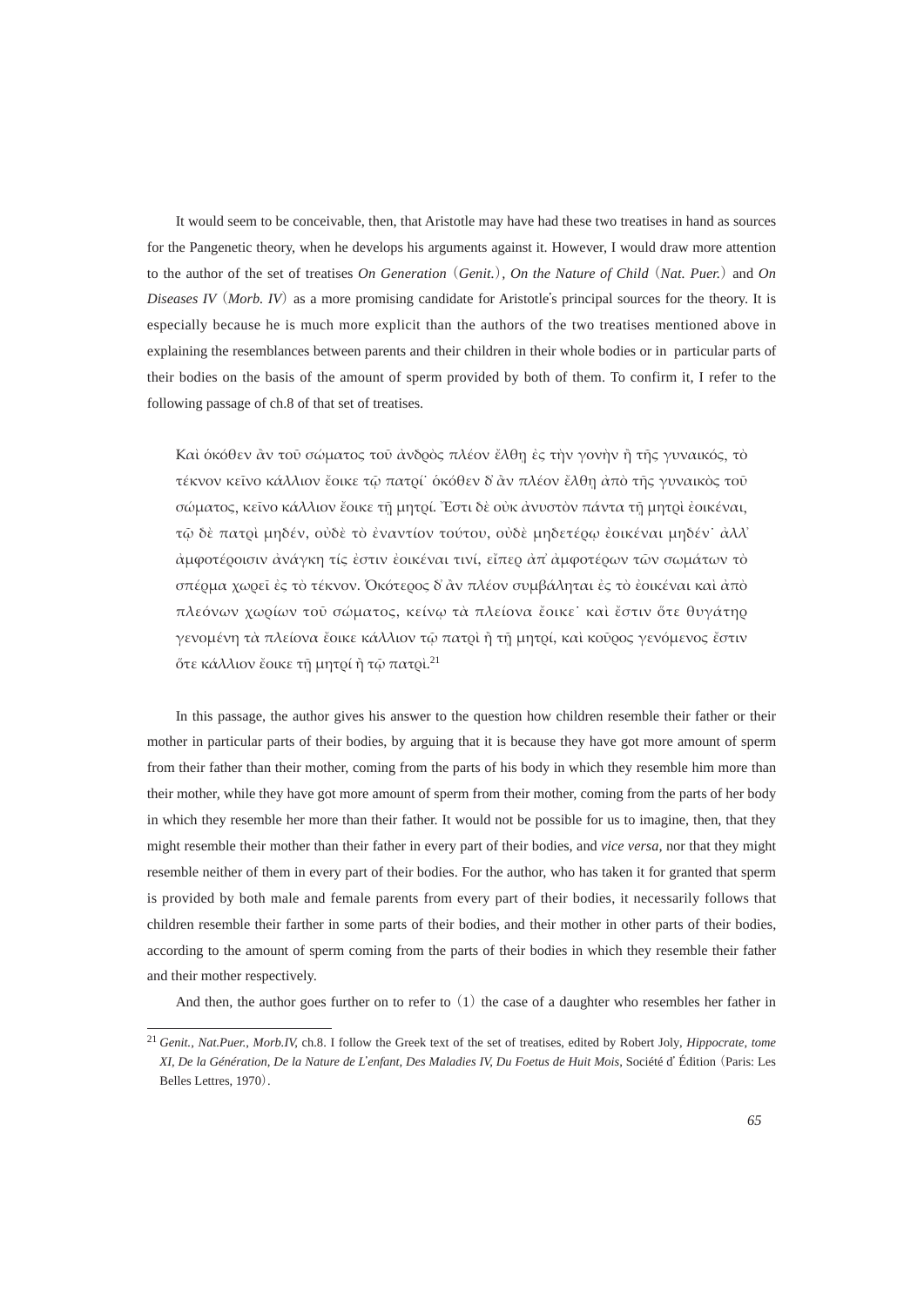It would seem to be conceivable, then, that Aristotle may have had these two treatises in hand as sources for the Pangenetic theory, when he develops his arguments against it. However, I would draw more attention to the author of the set of treatises *On Generation* (*Genit.*), *On the Nature of Child* (*Nat. Puer.*) and *On Diseases IV* (*Morb. IV*) as a more promising candidate for Aristotle's principal sources for the theory. It is especially because he is much more explicit than the authors of the two treatises mentioned above in explaining the resemblances between parents and their children in their whole bodies or in particular parts of their bodies on the basis of the amount of sperm provided by both of them. To confirm it, I refer to the following passage of ch.8 of that set of treatises.

> Καὶ ὁκόθεν ἂν τοῦ σώματος τοῦ ἀνδρὸς πλέον ἔλθῃ ἐς τὴν γονὴν ἢ τῆς γυναικός, τὸ τέκνον κεῖνο κάλλιον ἔοικε τῷ πατρί· ὁκόθεν δ᾽ ἂν πλέον ἔλθῃ ἀπὸ τῆς γυναικὸς τοῦ σώματος, κεῖνο κάλλιον ἔοικε τῇ μητρί. Ἔστι δὲ οὐκ ἀνυστὸν πάντα τῇ μητρὶ ἐοικέναι, τῷ δὲ πατρὶ μηδέν, οὐδὲ τὸ ἐναντίον τούτου, οὐδὲ μηδετέρῳ ἐοικέναι μηδέν· ἀλλ᾽ ἀμφοτέροισιν ἀνάγκη τίς ἐστιν ἐοικέναι τινί, εἴπερ ἀπ᾽ ἀμφοτέρων τῶν σωμάτων τὸ σπέρμα χωρεῖ ἐς τὸ τέκνον. Ὁκότερος δ᾽ ἂν πλέον συμβάληται ἐς τὸ ἐοικέναι καὶ ἀπὸ πλεόνων χωρίων τοῦ σώματος, κείνῳ τὰ πλείονα ἔοικε· καὶ ἔστιν ὅτε θυγάτηρ γενομένη τὰ πλείονα ἔοικε κάλλιον τῷ πατρὶ ἢ τῇ μητρί, καὶ κοῦρος γενόμενος ἔστιν ὅτε κάλλιον ἔοικε τῇ μητρί ἢ τῷ πατρί.[21]

In this passage, the author gives his answer to the question how children resemble their father or their mother in particular parts of their bodies, by arguing that it is because they have got more amount of sperm from their father than their mother, coming from the parts of his body in which they resemble him more than their mother, while they have got more amount of sperm from their mother, coming from the parts of her body in which they resemble her more than their father. It would not be possible for us to imagine, then, that they might resemble their mother than their father in every part of their bodies, and *vice versa*, nor that they might resemble neither of them in every part of their bodies. For the author, who has taken it for granted that sperm is provided by both male and female parents from every part of their bodies, it necessarily follows that children resemble their farther in some parts of their bodies, and their mother in other parts of their bodies, according to the amount of sperm coming from the parts of their bodies in which they resemble their father and their mother respectively.

And then, the author goes further on to refer to (1) the case of a daughter who resembles her father in

---

[21] *Genit., Nat.Puer., Morb.IV,* ch.8. I follow the Greek text of the set of treatises, edited by Robert Joly, *Hippocrate, tome XI, De la Génération, De la Nature de L'enfant, Des Maladies IV, Du Foetus de Huit Mois*, Société d' Édition (Paris: Les Belles Lettres, 1970).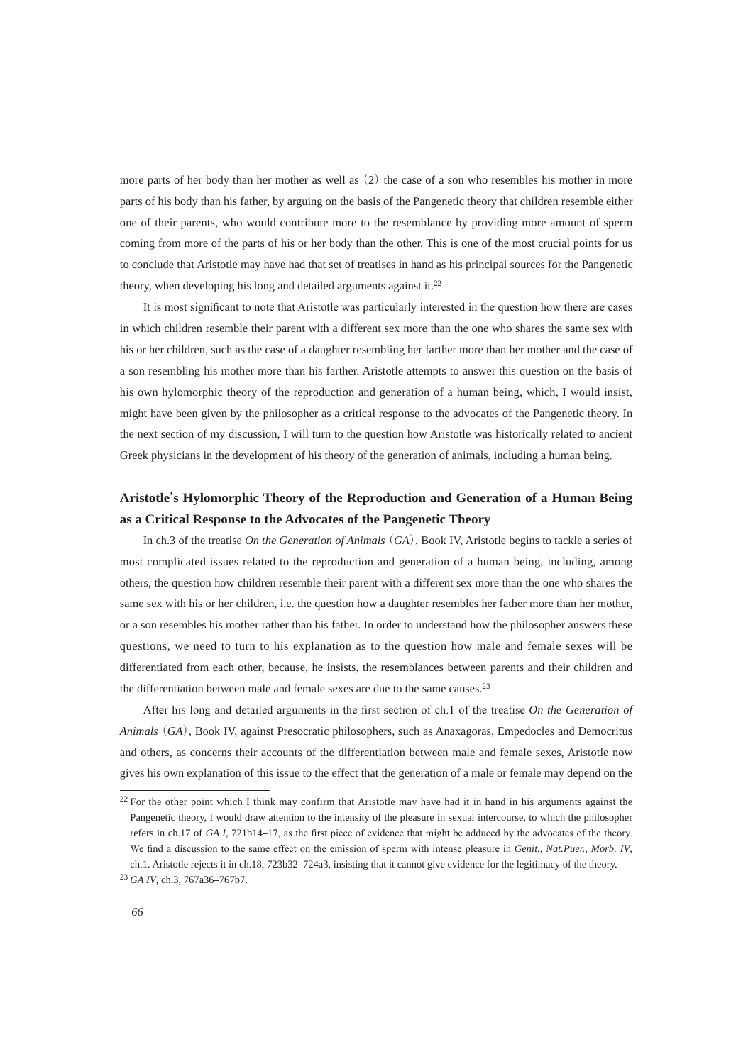more parts of her body than her mother as well as (2) the case of a son who resembles his mother in more parts of his body than his father, by arguing on the basis of the Pangenetic theory that children resemble either one of their parents, who would contribute more to the resemblance by providing more amount of sperm coming from more of the parts of his or her body than the other. This is one of the most crucial points for us to conclude that Aristotle may have had that set of treatises in hand as his principal sources for the Pangenetic theory, when developing his long and detailed arguments against it.[22]

It is most significant to note that Aristotle was particularly interested in the question how there are cases in which children resemble their parent with a different sex more than the one who shares the same sex with his or her children, such as the case of a daughter resembling her farther more than her mother and the case of a son resembling his mother more than his farther. Aristotle attempts to answer this question on the basis of his own hylomorphic theory of the reproduction and generation of a human being, which, I would insist, might have been given by the philosopher as a critical response to the advocates of the Pangenetic theory. In the next section of my discussion, I will turn to the question how Aristotle was historically related to ancient Greek physicians in the development of his theory of the generation of animals, including a human being.

## Aristotle's Hylomorphic Theory of the Reproduction and Generation of a Human Being as a Critical Response to the Advocates of the Pangenetic Theory

In ch.3 of the treatise *On the Generation of Animals* (*GA*), Book IV, Aristotle begins to tackle a series of most complicated issues related to the reproduction and generation of a human being, including, among others, the question how children resemble their parent with a different sex more than the one who shares the same sex with his or her children, i.e. the question how a daughter resembles her father more than her mother, or a son resembles his mother rather than his father. In order to understand how the philosopher answers these questions, we need to turn to his explanation as to the question how male and female sexes will be differentiated from each other, because, he insists, the resemblances between parents and their children and the differentiation between male and female sexes are due to the same causes.[23]

After his long and detailed arguments in the first section of ch.1 of the treatise *On the Generation of Animals* (*GA*), Book IV, against Presocratic philosophers, such as Anaxagoras, Empedocles and Democritus and others, as concerns their accounts of the differentiation between male and female sexes, Aristotle now gives his own explanation of this issue to the effect that the generation of a male or female may depend on the

---

[22] For the other point which I think may confirm that Aristotle may have had it in hand in his arguments against the Pangenetic theory, I would draw attention to the intensity of the pleasure in sexual intercourse, to which the philosopher refers in ch.17 of *GA I*, 721b14–17, as the first piece of evidence that might be adduced by the advocates of the theory. We find a discussion to the same effect on the emission of sperm with intense pleasure in *Genit., Nat.Puer., Morb. IV*, ch.1. Aristotle rejects it in ch.18, 723b32–724a3, insisting that it cannot give evidence for the legitimacy of the theory.

[23] *GA IV*, ch.3, 767a36–767b7.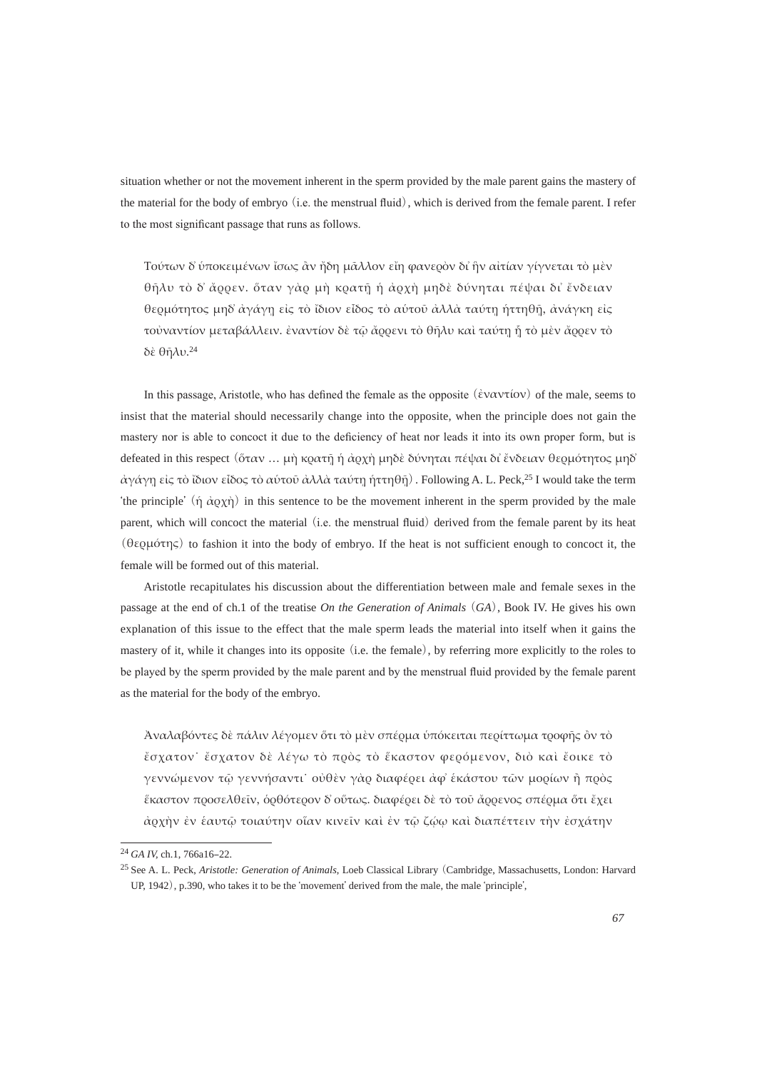situation whether or not the movement inherent in the sperm provided by the male parent gains the mastery of the material for the body of embryo (i.e. the menstrual fluid), which is derived from the female parent. I refer to the most significant passage that runs as follows.

> Τούτων δ᾽ ὑποκειμένων ἴσως ἂν ἤδη μᾶλλον εἴη φανερὸν δι᾽ ἣν αἰτίαν γίγνεται τὸ μὲν θῆλυ τὸ δ᾽ ἄρρεν. ὅταν γὰρ μὴ κρατῇ ἡ ἀρχὴ μηδὲ δύνηται πέψαι δι᾽ ἔνδειαν θερμότητος μηδ᾽ ἀγάγῃ εἰς τὸ ἴδιον εἶδος τὸ αὑτοῦ ἀλλὰ ταύτῃ ἡττηθῇ, ἀνάγκη εἰς τοὐναντίον μεταβάλλειν. ἐναντίον δὲ τῷ ἄρρενι τὸ θῆλυ καὶ ταύτῃ ᾗ τὸ μὲν ἄρρεν τὸ δὲ θῆλυ.[24]

In this passage, Aristotle, who has defined the female as the opposite (ἐναντίον) of the male, seems to insist that the material should necessarily change into the opposite, when the principle does not gain the mastery nor is able to concoct it due to the deficiency of heat nor leads it into its own proper form, but is defeated in this respect (ὅταν … μὴ κρατῇ ἡ ἀρχὴ μηδὲ δύνηται πέψαι δι᾽ ἔνδειαν θερμότητος μηδ᾽ ἀγάγῃ εἰς τὸ ἴδιον εἶδος τὸ αὑτοῦ ἀλλὰ ταύτῃ ἡττηθῇ). Following A. L. Peck,[25] I would take the term 'the principle' (ἡ ἀρχή) in this sentence to be the movement inherent in the sperm provided by the male parent, which will concoct the material (i.e. the menstrual fluid) derived from the female parent by its heat (θερμότης) to fashion it into the body of embryo. If the heat is not sufficient enough to concoct it, the female will be formed out of this material.

Aristotle recapitulates his discussion about the differentiation between male and female sexes in the passage at the end of ch.1 of the treatise *On the Generation of Animals* (*GA*), Book IV. He gives his own explanation of this issue to the effect that the male sperm leads the material into itself when it gains the mastery of it, while it changes into its opposite (i.e. the female), by referring more explicitly to the roles to be played by the sperm provided by the male parent and by the menstrual fluid provided by the female parent as the material for the body of the embryo.

> Ἀναλαβόντες δὲ πάλιν λέγομεν ὅτι τὸ μὲν σπέρμα ὑπόκειται περίττωμα τροφῆς ὂν τὸ ἔσχατον· ἔσχατον δὲ λέγω τὸ πρὸς τὸ ἕκαστον φερόμενον, διὸ καὶ ἔοικε τὸ γεννώμενον τῷ γεννήσαντι· οὐθὲν γὰρ διαφέρει ἀφ᾽ ἑκάστου τῶν μορίων ἢ πρὸς ἕκαστον προσελθεῖν, ὀρθότερον δ᾽ οὕτως. διαφέρει δὲ τὸ τοῦ ἄρρενος σπέρμα ὅτι ἔχει ἀρχὴν ἐν ἑαυτῷ τοιαύτην οἵαν κινεῖν καὶ ἐν τῷ ζῴῳ καὶ διαπέττειν τὴν ἐσχάτην

---

[24] *GA IV*, ch.1, 766a16–22.

[25] See A. L. Peck, *Aristotle: Generation of Animals*, Loeb Classical Library (Cambridge, Massachusetts, London: Harvard UP, 1942), p.390, who takes it to be the 'movement' derived from the male, the male 'principle',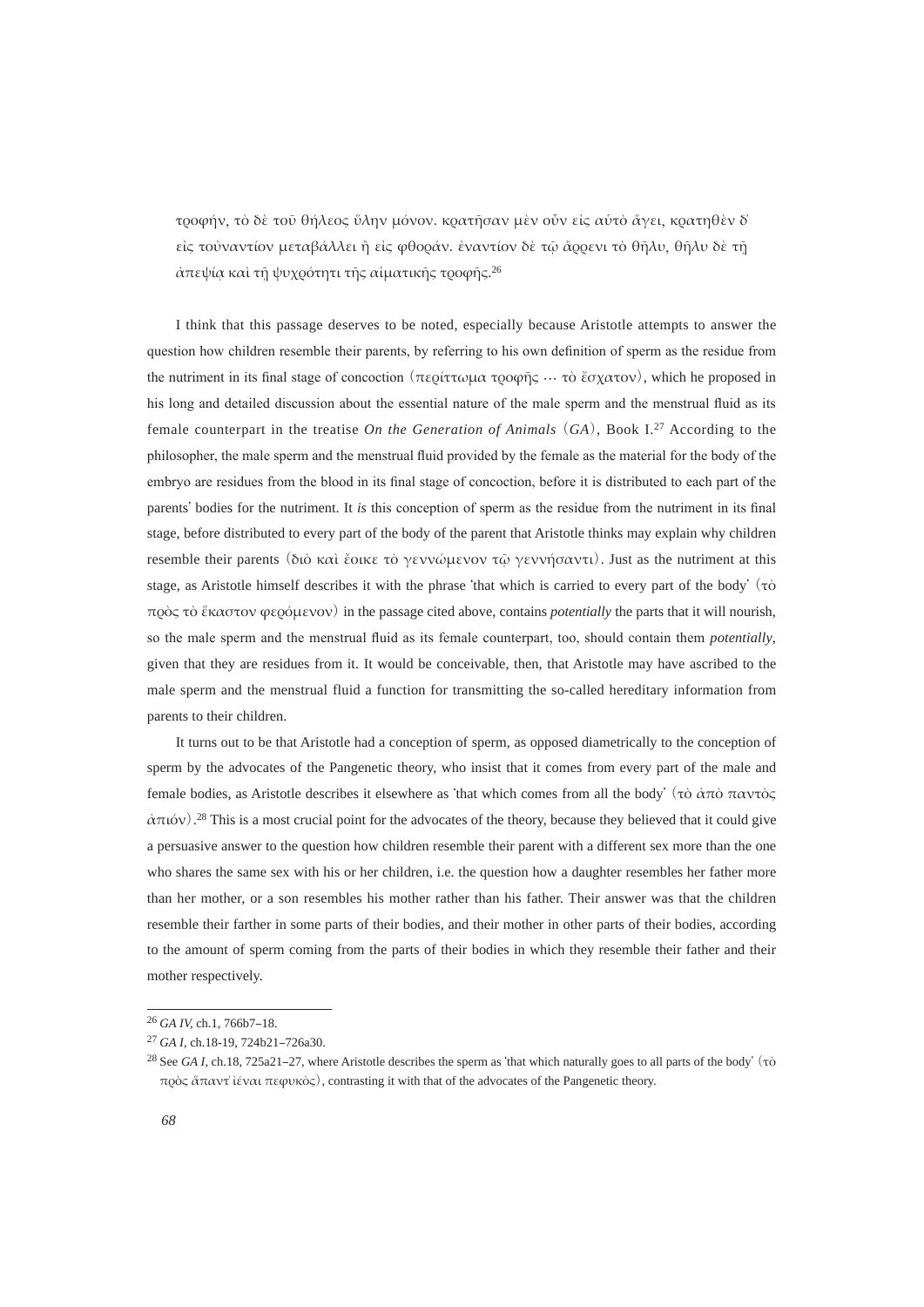τροφήν, τὸ δὲ τοῦ θήλεος ὕλην μόνον. κρατῆσαν μὲν οὖν εἰς αὑτὸ ἄγει, κρατηθὲν δ' εἰς τοὐναντίον μεταβάλλει ἢ εἰς φθοράν. ἐναντίον δὲ τῷ ἄρρενι τὸ θῆλυ, θῆλυ δὲ τῇ ἀπεψίᾳ καὶ τῇ ψυχρότητι τῆς αἱματικῆς τροφῆς.[26]

I think that this passage deserves to be noted, especially because Aristotle attempts to answer the question how children resemble their parents, by referring to his own definition of sperm as the residue from the nutriment in its final stage of concoction (περίττωμα τροφῆς ··· τὸ ἔσχατον), which he proposed in his long and detailed discussion about the essential nature of the male sperm and the menstrual fluid as its female counterpart in the treatise *On the Generation of Animals* (*GA*), Book I.[27] According to the philosopher, the male sperm and the menstrual fluid provided by the female as the material for the body of the embryo are residues from the blood in its final stage of concoction, before it is distributed to each part of the parents' bodies for the nutriment. It *is* this conception of sperm as the residue from the nutriment in its final stage, before distributed to every part of the body of the parent that Aristotle thinks may explain why children resemble their parents (διὸ καὶ ἔοικε τὸ γεννώμενον τῷ γεννήσαντι). Just as the nutriment at this stage, as Aristotle himself describes it with the phrase 'that which is carried to every part of the body' (τὸ πρὸς τὸ ἕκαστον φερόμενον) in the passage cited above, contains *potentially* the parts that it will nourish, so the male sperm and the menstrual fluid as its female counterpart, too, should contain them *potentially*, given that they are residues from it. It would be conceivable, then, that Aristotle may have ascribed to the male sperm and the menstrual fluid a function for transmitting the so-called hereditary information from parents to their children.

It turns out to be that Aristotle had a conception of sperm, as opposed diametrically to the conception of sperm by the advocates of the Pangenetic theory, who insist that it comes from every part of the male and female bodies, as Aristotle describes it elsewhere as 'that which comes from all the body' (τὸ ἀπὸ παντὸς ἀπιόν).[28] This is a most crucial point for the advocates of the theory, because they believed that it could give a persuasive answer to the question how children resemble their parent with a different sex more than the one who shares the same sex with his or her children, i.e. the question how a daughter resembles her father more than her mother, or a son resembles his mother rather than his father. Their answer was that the children resemble their farther in some parts of their bodies, and their mother in other parts of their bodies, according to the amount of sperm coming from the parts of their bodies in which they resemble their father and their mother respectively.

---

[26] *GA IV*, ch.1, 766b7–18.

[27] *GA I*, ch.18-19, 724b21–726a30.

[28] See *GA I*, ch.18, 725a21–27, where Aristotle describes the sperm as 'that which naturally goes to all parts of the body' (τὸ πρὸς ἅπαντ' ἰέναι πεφυκὸς), contrasting it with that of the advocates of the Pangenetic theory.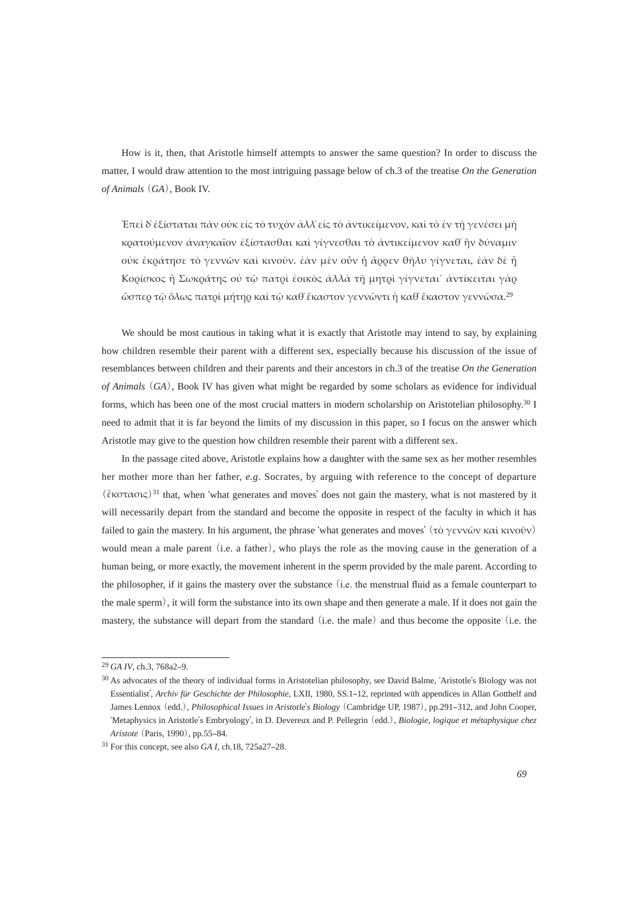How is it, then, that Aristotle himself attempts to answer the same question? In order to discuss the matter, I would draw attention to the most intriguing passage below of ch.3 of the treatise *On the Generation of Animals* (*GA*), Book IV.

> Ἐπεὶ δ᾽ ἐξίσταται πᾶν οὐκ εἰς τὸ τυχὸν ἀλλ᾽ εἰς τὸ ἀντικείμενον, καὶ τὸ ἐν τῇ γενέσει μὴ κρατούμενον ἀναγκαῖον ἐξίστασθαι καὶ γίγνεσθαι τὸ ἀντικείμενον καθ᾽ ἣν δύναμιν οὐκ ἐκράτησε τὸ γεννῶν καὶ κινοῦν. ἐὰν μὲν οὖν ᾖ ἄρρεν θῆλυ γίγνεται, ἐὰν δὲ ᾖ Κορίσκος ἢ Σωκράτης οὐ τῷ πατρὶ ἐοικὸς ἀλλὰ τῇ μητρὶ γίγνεται· ἀντίκειται γὰρ ὥσπερ τῷ ὅλως πατρὶ μήτηρ καὶ τῷ καθ᾽ ἕκαστον γεννῶντι ἡ καθ᾽ ἕκαστον γεννῶσα.[29]

We should be most cautious in taking what it is exactly that Aristotle may intend to say, by explaining how children resemble their parent with a different sex, especially because his discussion of the issue of resemblances between children and their parents and their ancestors in ch.3 of the treatise *On the Generation of Animals* (*GA*), Book IV has given what might be regarded by some scholars as evidence for individual forms, which has been one of the most crucial matters in modern scholarship on Aristotelian philosophy.[30] I need to admit that it is far beyond the limits of my discussion in this paper, so I focus on the answer which Aristotle may give to the question how children resemble their parent with a different sex.

In the passage cited above, Aristotle explains how a daughter with the same sex as her mother resembles her mother more than her father, *e.g*. Socrates, by arguing with reference to the concept of departure (ἔκστασις)[31] that, when 'what generates and moves' does not gain the mastery, what is not mastered by it will necessarily depart from the standard and become the opposite in respect of the faculty in which it has failed to gain the mastery. In his argument, the phrase 'what generates and moves' (τὸ γεννῶν καὶ κινοῦν) would mean a male parent (i.e. a father), who plays the role as the moving cause in the generation of a human being, or more exactly, the movement inherent in the sperm provided by the male parent. According to the philosopher, if it gains the mastery over the substance (i.e. the menstrual fluid as a female counterpart to the male sperm), it will form the substance into its own shape and then generate a male. If it does not gain the mastery, the substance will depart from the standard (i.e. the male) and thus become the opposite (i.e. the

---

[29] *GA IV*, ch.3, 768a2–9.

[30] As advocates of the theory of individual forms in Aristotelian philosophy, see David Balme, 'Aristotle's Biology was not Essentialist', *Archiv für Geschichte der Philosophie*, LXII, 1980, SS.1–12, reprinted with appendices in Allan Gotthelf and James Lennox (edd.), *Philosophical Issues in Aristotle's Biology* (Cambridge UP, 1987), pp.291–312, and John Cooper, 'Metaphysics in Aristotle's Embryology', in D. Devereux and P. Pellegrin (edd.), *Biologie, logique et métaphysique chez Aristote* (Paris, 1990), pp.55–84.

[31] For this concept, see also *GA I*, ch.18, 725a27–28.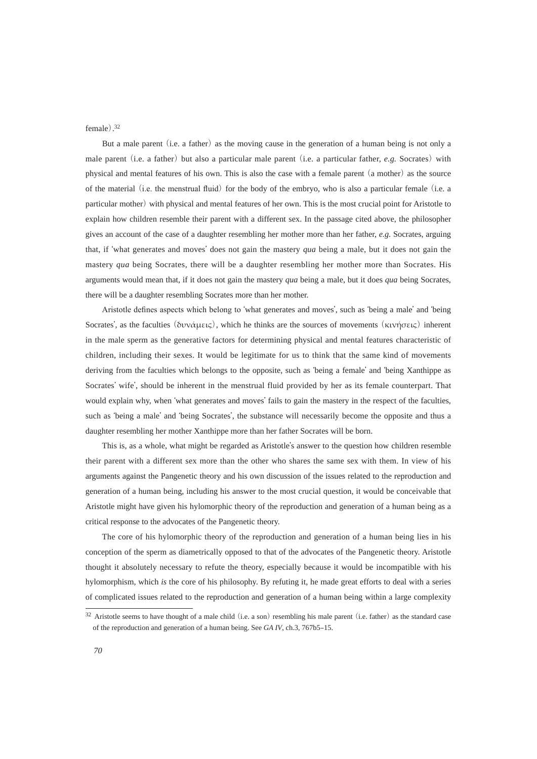female).[32]

But a male parent (i.e. a father) as the moving cause in the generation of a human being is not only a male parent (i.e. a father) but also a particular male parent (i.e. a particular father, *e.g.* Socrates) with physical and mental features of his own. This is also the case with a female parent (a mother) as the source of the material (i.e. the menstrual fluid) for the body of the embryo, who is also a particular female (i.e. a particular mother) with physical and mental features of her own. This is the most crucial point for Aristotle to explain how children resemble their parent with a different sex. In the passage cited above, the philosopher gives an account of the case of a daughter resembling her mother more than her father, *e.g.* Socrates, arguing that, if 'what generates and moves' does not gain the mastery *qua* being a male, but it does not gain the mastery *qua* being Socrates, there will be a daughter resembling her mother more than Socrates. His arguments would mean that, if it does not gain the mastery *qua* being a male, but it does *qua* being Socrates, there will be a daughter resembling Socrates more than her mother.

Aristotle defines aspects which belong to 'what generates and moves', such as 'being a male' and 'being Socrates', as the faculties (δυνάμεις), which he thinks are the sources of movements (κινήσεις) inherent in the male sperm as the generative factors for determining physical and mental features characteristic of children, including their sexes. It would be legitimate for us to think that the same kind of movements deriving from the faculties which belongs to the opposite, such as 'being a female' and 'being Xanthippe as Socrates' wife', should be inherent in the menstrual fluid provided by her as its female counterpart. That would explain why, when 'what generates and moves' fails to gain the mastery in the respect of the faculties, such as 'being a male' and 'being Socrates', the substance will necessarily become the opposite and thus a daughter resembling her mother Xanthippe more than her father Socrates will be born.

This is, as a whole, what might be regarded as Aristotle's answer to the question how children resemble their parent with a different sex more than the other who shares the same sex with them. In view of his arguments against the Pangenetic theory and his own discussion of the issues related to the reproduction and generation of a human being, including his answer to the most crucial question, it would be conceivable that Aristotle might have given his hylomorphic theory of the reproduction and generation of a human being as a critical response to the advocates of the Pangenetic theory.

The core of his hylomorphic theory of the reproduction and generation of a human being lies in his conception of the sperm as diametrically opposed to that of the advocates of the Pangenetic theory. Aristotle thought it absolutely necessary to refute the theory, especially because it would be incompatible with his hylomorphism, which *is* the core of his philosophy. By refuting it, he made great efforts to deal with a series of complicated issues related to the reproduction and generation of a human being within a large complexity

---

[32] Aristotle seems to have thought of a male child (i.e. a son) resembling his male parent (i.e. father) as the standard case of the reproduction and generation of a human being. See *GA IV*, ch.3, 767b5–15.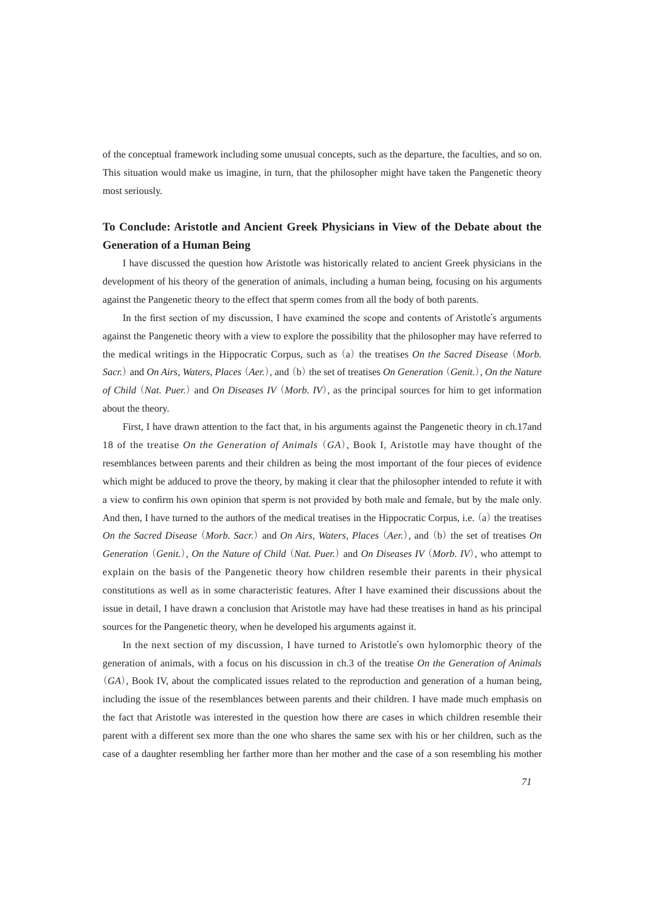of the conceptual framework including some unusual concepts, such as the departure, the faculties, and so on. This situation would make us imagine, in turn, that the philosopher might have taken the Pangenetic theory most seriously.

## To Conclude: Aristotle and Ancient Greek Physicians in View of the Debate about the Generation of a Human Being

I have discussed the question how Aristotle was historically related to ancient Greek physicians in the development of his theory of the generation of animals, including a human being, focusing on his arguments against the Pangenetic theory to the effect that sperm comes from all the body of both parents.

In the first section of my discussion, I have examined the scope and contents of Aristotle's arguments against the Pangenetic theory with a view to explore the possibility that the philosopher may have referred to the medical writings in the Hippocratic Corpus, such as (a) the treatises *On the Sacred Disease* (*Morb. Sacr.*) and *On Airs, Waters, Places* (*Aer.*), and (b) the set of treatises *On Generation* (*Genit.*), *On the Nature of Child* (*Nat. Puer.*) and *On Diseases IV* (*Morb. IV*), as the principal sources for him to get information about the theory.

First, I have drawn attention to the fact that, in his arguments against the Pangenetic theory in ch.17and 18 of the treatise *On the Generation of Animals* (*GA*), Book I, Aristotle may have thought of the resemblances between parents and their children as being the most important of the four pieces of evidence which might be adduced to prove the theory, by making it clear that the philosopher intended to refute it with a view to confirm his own opinion that sperm is not provided by both male and female, but by the male only. And then, I have turned to the authors of the medical treatises in the Hippocratic Corpus, i.e. (a) the treatises *On the Sacred Disease* (*Morb. Sacr.*) and *On Airs, Waters, Places* (*Aer.*), and (b) the set of treatises *On Generation* (*Genit.*), *On the Nature of Child* (*Nat. Puer.*) and *On Diseases IV* (*Morb. IV*), who attempt to explain on the basis of the Pangenetic theory how children resemble their parents in their physical constitutions as well as in some characteristic features. After I have examined their discussions about the issue in detail, I have drawn a conclusion that Aristotle may have had these treatises in hand as his principal sources for the Pangenetic theory, when he developed his arguments against it.

In the next section of my discussion, I have turned to Aristotle's own hylomorphic theory of the generation of animals, with a focus on his discussion in ch.3 of the treatise *On the Generation of Animals* (*GA*), Book IV, about the complicated issues related to the reproduction and generation of a human being, including the issue of the resemblances between parents and their children. I have made much emphasis on the fact that Aristotle was interested in the question how there are cases in which children resemble their parent with a different sex more than the one who shares the same sex with his or her children, such as the case of a daughter resembling her farther more than her mother and the case of a son resembling his mother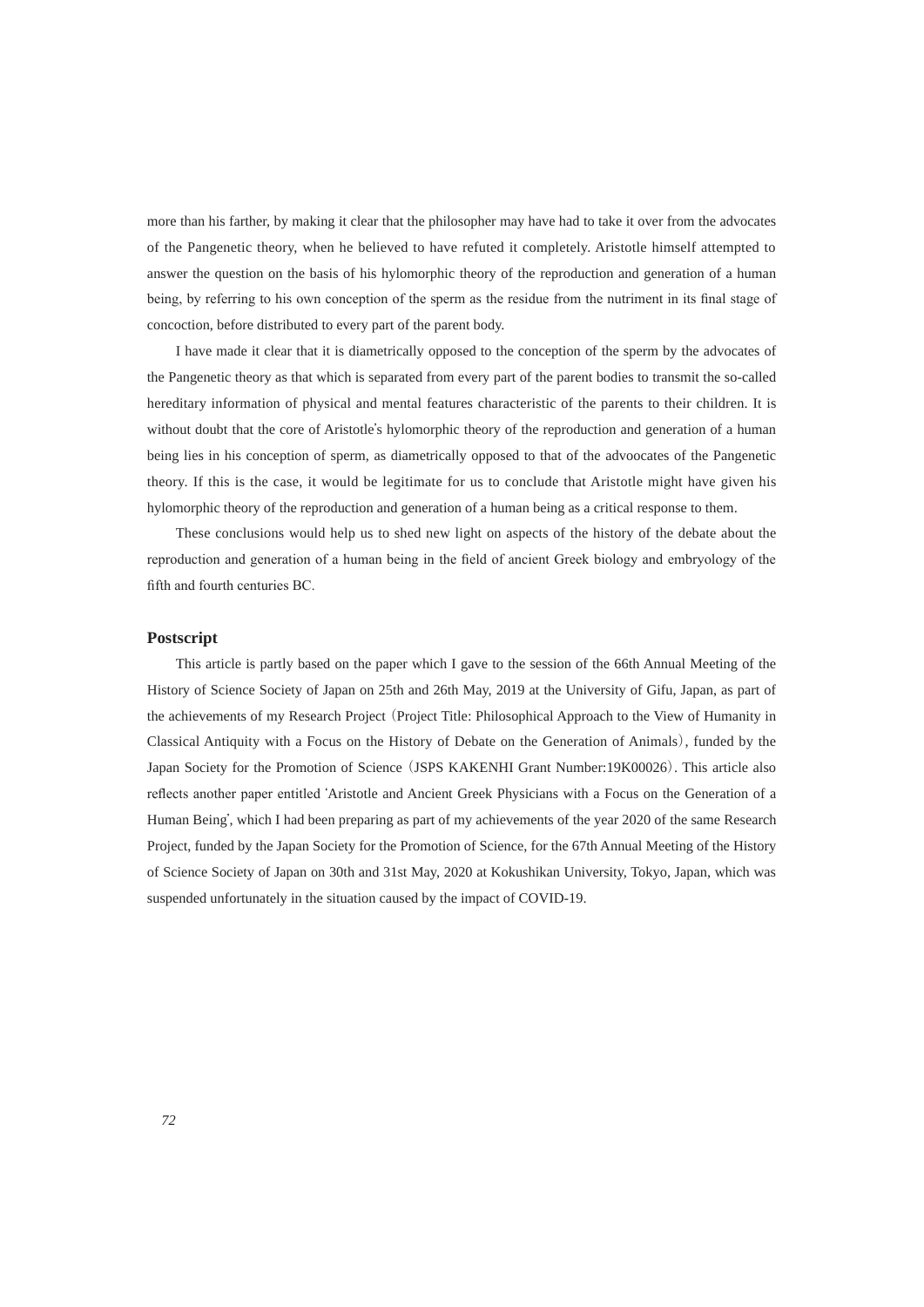more than his farther, by making it clear that the philosopher may have had to take it over from the advocates of the Pangenetic theory, when he believed to have refuted it completely. Aristotle himself attempted to answer the question on the basis of his hylomorphic theory of the reproduction and generation of a human being, by referring to his own conception of the sperm as the residue from the nutriment in its final stage of concoction, before distributed to every part of the parent body.

I have made it clear that it is diametrically opposed to the conception of the sperm by the advocates of the Pangenetic theory as that which is separated from every part of the parent bodies to transmit the so-called hereditary information of physical and mental features characteristic of the parents to their children. It is without doubt that the core of Aristotle's hylomorphic theory of the reproduction and generation of a human being lies in his conception of sperm, as diametrically opposed to that of the advoocates of the Pangenetic theory. If this is the case, it would be legitimate for us to conclude that Aristotle might have given his hylomorphic theory of the reproduction and generation of a human being as a critical response to them.

These conclusions would help us to shed new light on aspects of the history of the debate about the reproduction and generation of a human being in the field of ancient Greek biology and embryology of the fifth and fourth centuries BC.

## Postscript

This article is partly based on the paper which I gave to the session of the 66th Annual Meeting of the History of Science Society of Japan on 25th and 26th May, 2019 at the University of Gifu, Japan, as part of the achievements of my Research Project（Project Title: Philosophical Approach to the View of Humanity in Classical Antiquity with a Focus on the History of Debate on the Generation of Animals）, funded by the Japan Society for the Promotion of Science（JSPS KAKENHI Grant Number:19K00026）. This article also reflects another paper entitled 'Aristotle and Ancient Greek Physicians with a Focus on the Generation of a Human Being', which I had been preparing as part of my achievements of the year 2020 of the same Research Project, funded by the Japan Society for the Promotion of Science, for the 67th Annual Meeting of the History of Science Society of Japan on 30th and 31st May, 2020 at Kokushikan University, Tokyo, Japan, which was suspended unfortunately in the situation caused by the impact of COVID-19.